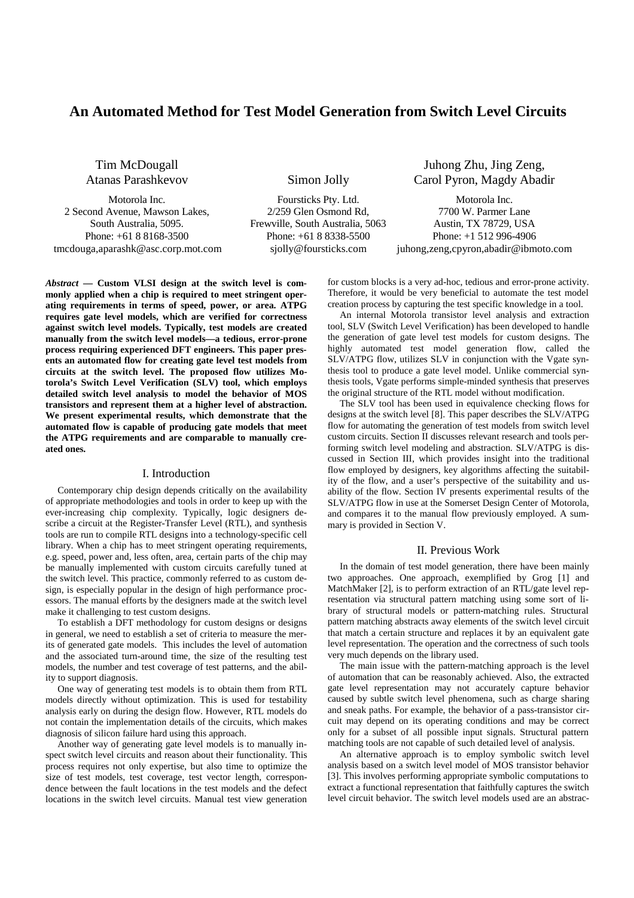# An Automated Method for Test Model Generation from Switch Level Circuits

Tim McDougall
Atanas Parashkevov

Motorola Inc.
2 Second Avenue, Mawson Lakes,
South Australia, 5095.
Phone: +61 8 8168-3500
tmcdouga,aparashk@asc.corp.mot.com

Simon Jolly

Foursticks Pty. Ltd.
2/259 Glen Osmond Rd,
Frewville, South Australia, 5063
Phone: +61 8 8338-5500
sjolly@foursticks.com

Juhong Zhu, Jing Zeng,
Carol Pyron, Magdy Abadir

Motorola Inc.
7700 W. Parmer Lane
Austin, TX 78729, USA
Phone: +1 512 996-4906
juhong,zeng,cpyron,abadir@ibmoto.com

***Abstract*** **— Custom VLSI design at the switch level is commonly applied when a chip is required to meet stringent operating requirements in terms of speed, power, or area. ATPG requires gate level models, which are verified for correctness against switch level models. Typically, test models are created manually from the switch level models—a tedious, error-prone process requiring experienced DFT engineers. This paper presents an automated flow for creating gate level test models from circuits at the switch level. The proposed flow utilizes Motorola's Switch Level Verification (SLV) tool, which employs detailed switch level analysis to model the behavior of MOS transistors and represent them at a higher level of abstraction. We present experimental results, which demonstrate that the automated flow is capable of producing gate models that meet the ATPG requirements and are comparable to manually created ones.**

## I. Introduction

Contemporary chip design depends critically on the availability of appropriate methodologies and tools in order to keep up with the ever-increasing chip complexity. Typically, logic designers describe a circuit at the Register-Transfer Level (RTL), and synthesis tools are run to compile RTL designs into a technology-specific cell library. When a chip has to meet stringent operating requirements, e.g. speed, power and, less often, area, certain parts of the chip may be manually implemented with custom circuits carefully tuned at the switch level. This practice, commonly referred to as custom design, is especially popular in the design of high performance processors. The manual efforts by the designers made at the switch level make it challenging to test custom designs.

To establish a DFT methodology for custom designs or designs in general, we need to establish a set of criteria to measure the merits of generated gate models. This includes the level of automation and the associated turn-around time, the size of the resulting test models, the number and test coverage of test patterns, and the ability to support diagnosis.

One way of generating test models is to obtain them from RTL models directly without optimization. This is used for testability analysis early on during the design flow. However, RTL models do not contain the implementation details of the circuits, which makes diagnosis of silicon failure hard using this approach.

Another way of generating gate level models is to manually inspect switch level circuits and reason about their functionality. This process requires not only expertise, but also time to optimize the size of test models, test coverage, test vector length, correspondence between the fault locations in the test models and the defect locations in the switch level circuits. Manual test view generation for custom blocks is a very ad-hoc, tedious and error-prone activity. Therefore, it would be very beneficial to automate the test model creation process by capturing the test specific knowledge in a tool.

An internal Motorola transistor level analysis and extraction tool, SLV (Switch Level Verification) has been developed to handle the generation of gate level test models for custom designs. The highly automated test model generation flow, called the SLV/ATPG flow, utilizes SLV in conjunction with the Vgate synthesis tool to produce a gate level model. Unlike commercial synthesis tools, Vgate performs simple-minded synthesis that preserves the original structure of the RTL model without modification.

The SLV tool has been used in equivalence checking flows for designs at the switch level [8]. This paper describes the SLV/ATPG flow for automating the generation of test models from switch level custom circuits. Section II discusses relevant research and tools performing switch level modeling and abstraction. SLV/ATPG is discussed in Section III, which provides insight into the traditional flow employed by designers, key algorithms affecting the suitability of the flow, and a user's perspective of the suitability and usability of the flow. Section IV presents experimental results of the SLV/ATPG flow in use at the Somerset Design Center of Motorola, and compares it to the manual flow previously employed. A summary is provided in Section V.

## II. Previous Work

In the domain of test model generation, there have been mainly two approaches. One approach, exemplified by Grog [1] and MatchMaker [2], is to perform extraction of an RTL/gate level representation via structural pattern matching using some sort of library of structural models or pattern-matching rules. Structural pattern matching abstracts away elements of the switch level circuit that match a certain structure and replaces it by an equivalent gate level representation. The operation and the correctness of such tools very much depends on the library used.

The main issue with the pattern-matching approach is the level of automation that can be reasonably achieved. Also, the extracted gate level representation may not accurately capture behavior caused by subtle switch level phenomena, such as charge sharing and sneak paths. For example, the behavior of a pass-transistor circuit may depend on its operating conditions and may be correct only for a subset of all possible input signals. Structural pattern matching tools are not capable of such detailed level of analysis.

An alternative approach is to employ symbolic switch level analysis based on a switch level model of MOS transistor behavior [3]. This involves performing appropriate symbolic computations to extract a functional representation that faithfully captures the switch level circuit behavior. The switch level models used are an abstrac-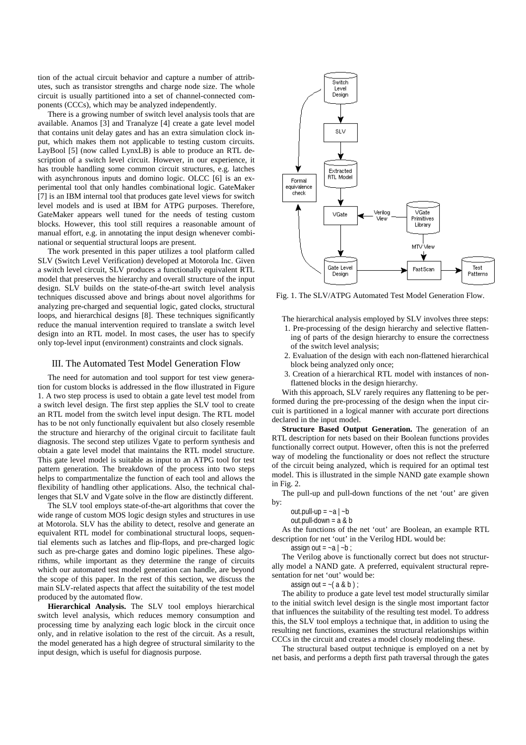tion of the actual circuit behavior and capture a number of attributes, such as transistor strengths and charge node size. The whole circuit is usually partitioned into a set of channel-connected components (CCCs), which may be analyzed independently.

There is a growing number of switch level analysis tools that are available. Anamos [3] and Tranalyze [4] create a gate level model that contains unit delay gates and has an extra simulation clock input, which makes them not applicable to testing custom circuits. LayBool [5] (now called LynxLB) is able to produce an RTL description of a switch level circuit. However, in our experience, it has trouble handling some common circuit structures, e.g. latches with asynchronous inputs and domino logic. OLCC [6] is an experimental tool that only handles combinational logic. GateMaker [7] is an IBM internal tool that produces gate level views for switch level models and is used at IBM for ATPG purposes. Therefore, GateMaker appears well tuned for the needs of testing custom blocks. However, this tool still requires a reasonable amount of manual effort, e.g. in annotating the input design whenever combinational or sequential structural loops are present.

The work presented in this paper utilizes a tool platform called SLV (Switch Level Verification) developed at Motorola Inc. Given a switch level circuit, SLV produces a functionally equivalent RTL model that preserves the hierarchy and overall structure of the input design. SLV builds on the state-of-the-art switch level analysis techniques discussed above and brings about novel algorithms for analyzing pre-charged and sequential logic, gated clocks, structural loops, and hierarchical designs [8]. These techniques significantly reduce the manual intervention required to translate a switch level design into an RTL model. In most cases, the user has to specify only top-level input (environment) constraints and clock signals.

## III. The Automated Test Model Generation Flow

The need for automation and tool support for test view generation for custom blocks is addressed in the flow illustrated in Figure 1. A two step process is used to obtain a gate level test model from a switch level design. The first step applies the SLV tool to create an RTL model from the switch level input design. The RTL model has to be not only functionally equivalent but also closely resemble the structure and hierarchy of the original circuit to facilitate fault diagnosis. The second step utilizes Vgate to perform synthesis and obtain a gate level model that maintains the RTL model structure. This gate level model is suitable as input to an ATPG tool for test pattern generation. The breakdown of the process into two steps helps to compartmentalize the function of each tool and allows the flexibility of handling other applications. Also, the technical challenges that SLV and Vgate solve in the flow are distinctly different.

The SLV tool employs state-of-the-art algorithms that cover the wide range of custom MOS logic design styles and structures in use at Motorola. SLV has the ability to detect, resolve and generate an equivalent RTL model for combinational structural loops, sequential elements such as latches and flip-flops, and pre-charged logic such as pre-charge gates and domino logic pipelines. These algorithms, while important as they determine the range of circuits which our automated test model generation can handle, are beyond the scope of this paper. In the rest of this section, we discuss the main SLV-related aspects that affect the suitability of the test model produced by the automated flow.

**Hierarchical Analysis.** The SLV tool employs hierarchical switch level analysis, which reduces memory consumption and processing time by analyzing each logic block in the circuit once only, and in relative isolation to the rest of the circuit. As a result, the model generated has a high degree of structural similarity to the input design, which is useful for diagnosis purpose.

Fig. 1. The SLV/ATPG Automated Test Model Generation Flow.

The hierarchical analysis employed by SLV involves three steps:

1. Pre-processing of the design hierarchy and selective flattening of parts of the design hierarchy to ensure the correctness of the switch level analysis;
2. Evaluation of the design with each non-flattened hierarchical block being analyzed only once;
3. Creation of a hierarchical RTL model with instances of non-flattened blocks in the design hierarchy.

With this approach, SLV rarely requires any flattening to be performed during the pre-processing of the design when the input circuit is partitioned in a logical manner with accurate port directions declared in the input model.

**Structure Based Output Generation.** The generation of an RTL description for nets based on their Boolean functions provides functionally correct output. However, often this is not the preferred way of modeling the functionality or does not reflect the structure of the circuit being analyzed, which is required for an optimal test model. This is illustrated in the simple NAND gate example shown in Fig. 2.

The pull-up and pull-down functions of the net 'out' are given by:

```
out.pull-up = ~a | ~b
out.pull-down = a & b
```

As the functions of the net 'out' are Boolean, an example RTL description for net 'out' in the Verilog HDL would be:

```
assign out = ~a | ~b ;
```

The Verilog above is functionally correct but does not structurally model a NAND gate. A preferred, equivalent structural representation for net 'out' would be:

```
assign out = ~( a & b ) ;
```

The ability to produce a gate level test model structurally similar to the initial switch level design is the single most important factor that influences the suitability of the resulting test model. To address this, the SLV tool employs a technique that, in addition to using the resulting net functions, examines the structural relationships within CCCs in the circuit and creates a model closely modeling these.

The structural based output technique is employed on a net by net basis, and performs a depth first path traversal through the gates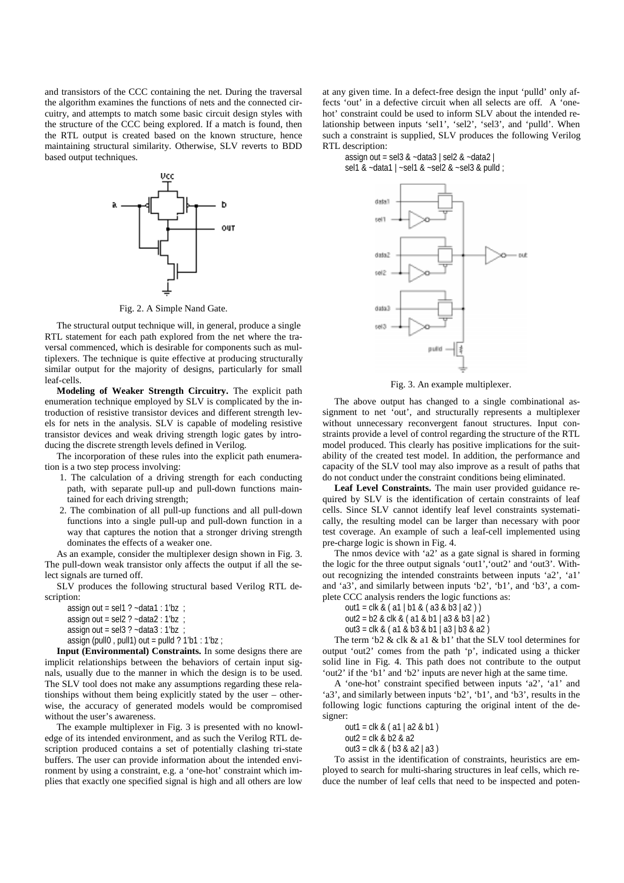and transistors of the CCC containing the net. During the traversal the algorithm examines the functions of nets and the connected circuitry, and attempts to match some basic circuit design styles with the structure of the CCC being explored. If a match is found, then the RTL output is created based on the known structure, hence maintaining structural similarity. Otherwise, SLV reverts to BDD based output techniques.

Fig. 2. A Simple Nand Gate.

The structural output technique will, in general, produce a single RTL statement for each path explored from the net where the traversal commenced, which is desirable for components such as multiplexers. The technique is quite effective at producing structurally similar output for the majority of designs, particularly for small leaf-cells.

**Modeling of Weaker Strength Circuitry.** The explicit path enumeration technique employed by SLV is complicated by the introduction of resistive transistor devices and different strength levels for nets in the analysis. SLV is capable of modeling resistive transistor devices and weak driving strength logic gates by introducing the discrete strength levels defined in Verilog.

The incorporation of these rules into the explicit path enumeration is a two step process involving:

1. The calculation of a driving strength for each conducting path, with separate pull-up and pull-down functions maintained for each driving strength;
2. The combination of all pull-up functions and all pull-down functions into a single pull-up and pull-down function in a way that captures the notion that a stronger driving strength dominates the effects of a weaker one.

As an example, consider the multiplexer design shown in Fig. 3. The pull-down weak transistor only affects the output if all the select signals are turned off.

SLV produces the following structural based Verilog RTL description:

```
assign out = sel1 ? ~data1 : 1'bz ;
assign out = sel2 ? ~data2 : 1'bz ;
assign out = sel3 ? ~data3 : 1'bz ;
assign (pull0 , pull1) out = pulld ? 1'b1 : 1'bz ;
```

**Input (Environmental) Constraints.** In some designs there are implicit relationships between the behaviors of certain input signals, usually due to the manner in which the design is to be used. The SLV tool does not make any assumptions regarding these relationships without them being explicitly stated by the user – otherwise, the accuracy of generated models would be compromised without the user's awareness.

The example multiplexer in Fig. 3 is presented with no knowledge of its intended environment, and as such the Verilog RTL description produced contains a set of potentially clashing tri-state buffers. The user can provide information about the intended environment by using a constraint, e.g. a 'one-hot' constraint which implies that exactly one specified signal is high and all others are low at any given time. In a defect-free design the input 'pulld' only affects 'out' in a defective circuit when all selects are off. A 'one-hot' constraint could be used to inform SLV about the intended relationship between inputs 'sel1', 'sel2', 'sel3', and 'pulld'. When such a constraint is supplied, SLV produces the following Verilog RTL description:

```
assign out = sel3 & ~data3 | sel2 & ~data2 |
sel1 & ~data1 | ~sel1 & ~sel2 & ~sel3 & pulld ;
```

Fig. 3. An example multiplexer.

The above output has changed to a single combinational assignment to net 'out', and structurally represents a multiplexer without unnecessary reconvergent fanout structures. Input constraints provide a level of control regarding the structure of the RTL model produced. This clearly has positive implications for the suitability of the created test model. In addition, the performance and capacity of the SLV tool may also improve as a result of paths that do not conduct under the constraint conditions being eliminated.

**Leaf Level Constraints.** The main user provided guidance required by SLV is the identification of certain constraints of leaf cells. Since SLV cannot identify leaf level constraints systematically, the resulting model can be larger than necessary with poor test coverage. An example of such a leaf-cell implemented using pre-charge logic is shown in Fig. 4.

The nmos device with 'a2' as a gate signal is shared in forming the logic for the three output signals 'out1','out2' and 'out3'. Without recognizing the intended constraints between inputs 'a2', 'a1' and 'a3', and similarly between inputs 'b2', 'b1', and 'b3', a complete CCC analysis renders the logic functions as:

```
out1 = clk & ( a1 | b1 & ( a3 & b3 | a2 ) )
out2 = b2 & clk & ( a1 & b1 | a3 & b3 | a2 )
out3 = clk & ( a1 & b3 & b1 | a3 | b3 & a2 )
```

The term 'b2 & clk & a1 & b1' that the SLV tool determines for output 'out2' comes from the path 'p', indicated using a thicker solid line in Fig. 4. This path does not contribute to the output 'out2' if the 'b1' and 'b2' inputs are never high at the same time.

A 'one-hot' constraint specified between inputs 'a2', 'a1' and 'a3', and similarly between inputs 'b2', 'b1', and 'b3', results in the following logic functions capturing the original intent of the designer:

```
out1 = clk & ( a1 | a2 & b1 )
out2 = clk & b2 & a2
out3 = clk & ( b3 & a2 | a3 )
```

To assist in the identification of constraints, heuristics are employed to search for multi-sharing structures in leaf cells, which reduce the number of leaf cells that need to be inspected and poten-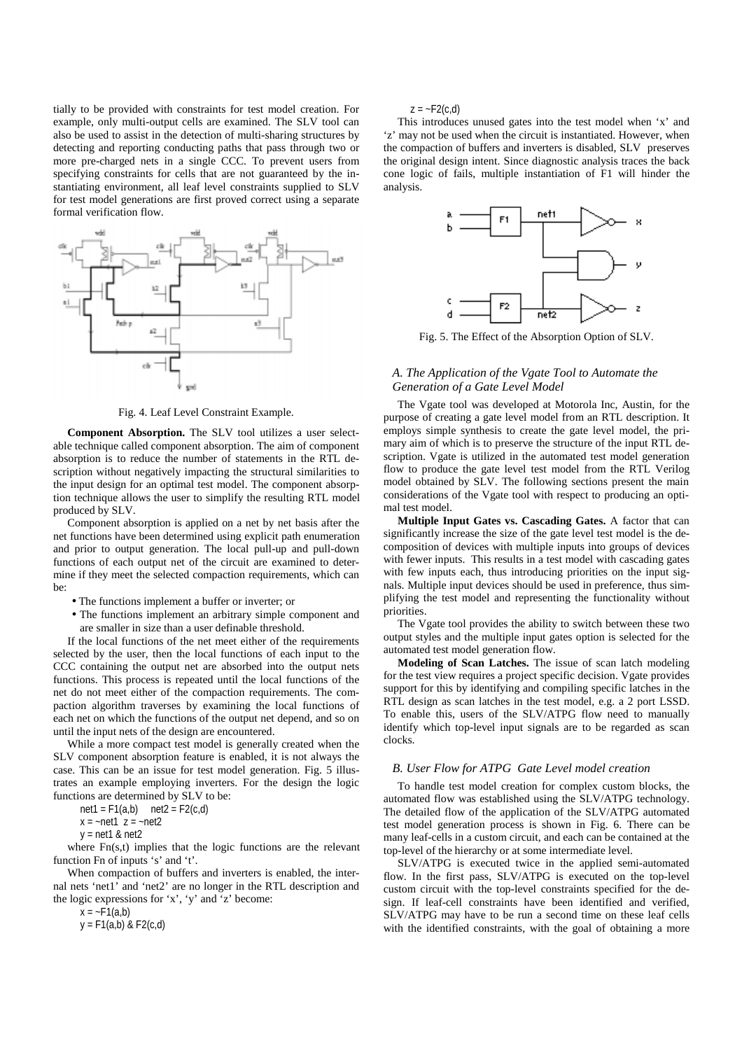tially to be provided with constraints for test model creation. For example, only multi-output cells are examined. The SLV tool can also be used to assist in the detection of multi-sharing structures by detecting and reporting conducting paths that pass through two or more pre-charged nets in a single CCC. To prevent users from specifying constraints for cells that are not guaranteed by the instantiating environment, all leaf level constraints supplied to SLV for test model generations are first proved correct using a separate formal verification flow.

Fig. 4. Leaf Level Constraint Example.

**Component Absorption.** The SLV tool utilizes a user selectable technique called component absorption. The aim of component absorption is to reduce the number of statements in the RTL description without negatively impacting the structural similarities to the input design for an optimal test model. The component absorption technique allows the user to simplify the resulting RTL model produced by SLV.

Component absorption is applied on a net by net basis after the net functions have been determined using explicit path enumeration and prior to output generation. The local pull-up and pull-down functions of each output net of the circuit are examined to determine if they meet the selected compaction requirements, which can be:

- The functions implement a buffer or inverter; or
- The functions implement an arbitrary simple component and are smaller in size than a user definable threshold.

If the local functions of the net meet either of the requirements selected by the user, then the local functions of each input to the CCC containing the output net are absorbed into the output nets functions. This process is repeated until the local functions of the net do not meet either of the compaction requirements. The compaction algorithm traverses by examining the local functions of each net on which the functions of the output net depend, and so on until the input nets of the design are encountered.

While a more compact test model is generally created when the SLV component absorption feature is enabled, it is not always the case. This can be an issue for test model generation. Fig. 5 illustrates an example employing inverters. For the design the logic functions are determined by SLV to be:

net1 = F1(a,b)  net2 = F2(c,d)
x = ~net1  z = ~net2
y = net1 & net2

where Fn(s,t) implies that the logic functions are the relevant function Fn of inputs 's' and 't'.

When compaction of buffers and inverters is enabled, the internal nets 'net1' and 'net2' are no longer in the RTL description and the logic expressions for 'x', 'y' and 'z' become:

x = ~F1(a,b)
y = F1(a,b) & F2(c,d)
z = ~F2(c,d)

This introduces unused gates into the test model when 'x' and 'z' may not be used when the circuit is instantiated. However, when the compaction of buffers and inverters is disabled, SLV preserves the original design intent. Since diagnostic analysis traces the back cone logic of fails, multiple instantiation of F1 will hinder the analysis.

Fig. 5. The Effect of the Absorption Option of SLV.

### *A. The Application of the Vgate Tool to Automate the Generation of a Gate Level Model*

The Vgate tool was developed at Motorola Inc, Austin, for the purpose of creating a gate level model from an RTL description. It employs simple synthesis to create the gate level model, the primary aim of which is to preserve the structure of the input RTL description. Vgate is utilized in the automated test model generation flow to produce the gate level test model from the RTL Verilog model obtained by SLV. The following sections present the main considerations of the Vgate tool with respect to producing an optimal test model.

**Multiple Input Gates vs. Cascading Gates.** A factor that can significantly increase the size of the gate level test model is the decomposition of devices with multiple inputs into groups of devices with fewer inputs. This results in a test model with cascading gates with few inputs each, thus introducing priorities on the input signals. Multiple input devices should be used in preference, thus simplifying the test model and representing the functionality without priorities.

The Vgate tool provides the ability to switch between these two output styles and the multiple input gates option is selected for the automated test model generation flow.

**Modeling of Scan Latches.** The issue of scan latch modeling for the test view requires a project specific decision. Vgate provides support for this by identifying and compiling specific latches in the RTL design as scan latches in the test model, e.g. a 2 port LSSD. To enable this, users of the SLV/ATPG flow need to manually identify which top-level input signals are to be regarded as scan clocks.

### *B. User Flow for ATPG Gate Level model creation*

To handle test model creation for complex custom blocks, the automated flow was established using the SLV/ATPG technology. The detailed flow of the application of the SLV/ATPG automated test model generation process is shown in Fig. 6. There can be many leaf-cells in a custom circuit, and each can be contained at the top-level of the hierarchy or at some intermediate level.

SLV/ATPG is executed twice in the applied semi-automated flow. In the first pass, SLV/ATPG is executed on the top-level custom circuit with the top-level constraints specified for the design. If leaf-cell constraints have been identified and verified, SLV/ATPG may have to be run a second time on these leaf cells with the identified constraints, with the goal of obtaining a more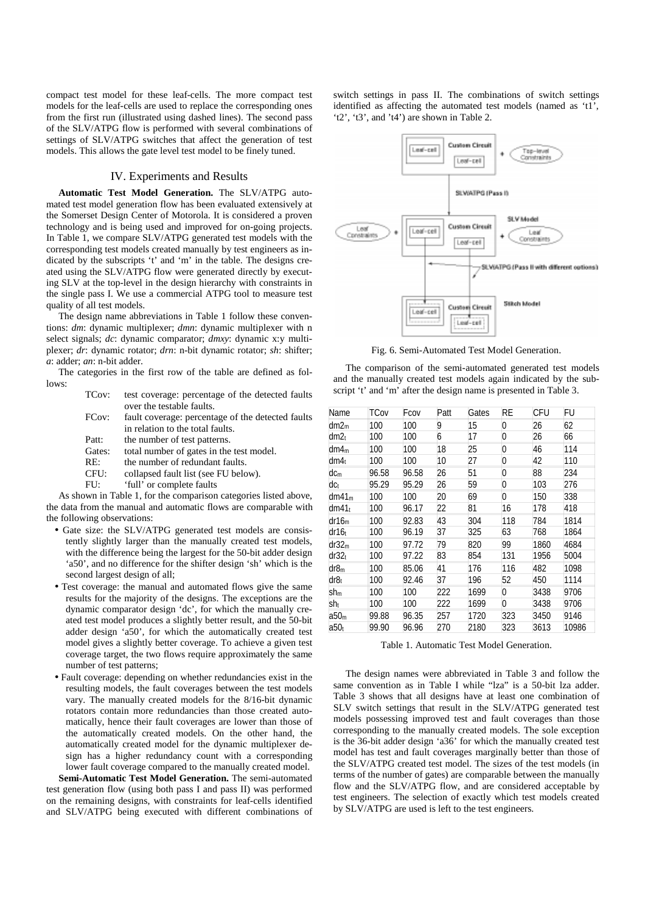compact test model for these leaf-cells. The more compact test models for the leaf-cells are used to replace the corresponding ones from the first run (illustrated using dashed lines). The second pass of the SLV/ATPG flow is performed with several combinations of settings of SLV/ATPG switches that affect the generation of test models. This allows the gate level test model to be finely tuned.

## IV. Experiments and Results

**Automatic Test Model Generation.** The SLV/ATPG automated test model generation flow has been evaluated extensively at the Somerset Design Center of Motorola. It is considered a proven technology and is being used and improved for on-going projects. In Table 1, we compare SLV/ATPG generated test models with the corresponding test models created manually by test engineers as indicated by the subscripts 't' and 'm' in the table. The designs created using the SLV/ATPG flow were generated directly by executing SLV at the top-level in the design hierarchy with constraints in the single pass I. We use a commercial ATPG tool to measure test quality of all test models.

The design name abbreviations in Table 1 follow these conventions: *dm*: dynamic multiplexer; *dmn*: dynamic multiplexer with n select signals; *dc*: dynamic comparator; *dmxy*: dynamic x:y multiplexer; *dr*: dynamic rotator; *drn*: n-bit dynamic rotator; *sh*: shifter; *a*: adder; *an*: n-bit adder.

The categories in the first row of the table are defined as follows:

- TCov: test coverage: percentage of the detected faults over the testable faults.
- FCov: fault coverage: percentage of the detected faults in relation to the total faults.
- Patt: the number of test patterns.
- Gates: total number of gates in the test model.
- RE: the number of redundant faults.
- CFU: collapsed fault list (see FU below).
- FU: 'full' or complete faults

As shown in Table 1, for the comparison categories listed above, the data from the manual and automatic flows are comparable with the following observations:

- Gate size: the SLV/ATPG generated test models are consistently slightly larger than the manually created test models, with the difference being the largest for the 50-bit adder design 'a50', and no difference for the shifter design 'sh' which is the second largest design of all;
- Test coverage: the manual and automated flows give the same results for the majority of the designs. The exceptions are the dynamic comparator design 'dc', for which the manually created test model produces a slightly better result, and the 50-bit adder design 'a50', for which the automatically created test model gives a slightly better coverage. To achieve a given test coverage target, the two flows require approximately the same number of test patterns;
- Fault coverage: depending on whether redundancies exist in the resulting models, the fault coverages between the test models vary. The manually created models for the 8/16-bit dynamic rotators contain more redundancies than those created automatically, hence their fault coverages are lower than those of the automatically created models. On the other hand, the automatically created model for the dynamic multiplexer design has a higher redundancy count with a corresponding lower fault coverage compared to the manually created model.

**Semi-Automatic Test Model Generation.** The semi-automated test generation flow (using both pass I and pass II) was performed on the remaining designs, with constraints for leaf-cells identified and SLV/ATPG being executed with different combinations of switch settings in pass II. The combinations of switch settings identified as affecting the automated test models (named as 't1', 't2', 't3', and 't4') are shown in Table 2.

Fig. 6. Semi-Automated Test Model Generation.

The comparison of the semi-automated generated test models and the manually created test models again indicated by the subscript 't' and 'm' after the design name is presented in Table 3.

| Name | TCov | Fcov | Patt | Gates | RE | CFU | FU |
|---|---|---|---|---|---|---|---|
| $dm2_m$ | 100 | 100 | 9 | 15 | 0 | 26 | 62 |
| $dm2_t$ | 100 | 100 | 6 | 17 | 0 | 26 | 66 |
| $dm4_m$ | 100 | 100 | 18 | 25 | 0 | 46 | 114 |
| $dm4_t$ | 100 | 100 | 10 | 27 | 0 | 42 | 110 |
| $dc_m$ | 96.58 | 96.58 | 26 | 51 | 0 | 88 | 234 |
| $dc_t$ | 95.29 | 95.29 | 26 | 59 | 0 | 103 | 276 |
| $dm41_m$ | 100 | 100 | 20 | 69 | 0 | 150 | 338 |
| $dm41_t$ | 100 | 96.17 | 22 | 81 | 16 | 178 | 418 |
| $dr16_m$ | 100 | 92.83 | 43 | 304 | 118 | 784 | 1814 |
| $dr16_t$ | 100 | 96.19 | 37 | 325 | 63 | 768 | 1864 |
| $dr32_m$ | 100 | 97.72 | 79 | 820 | 99 | 1860 | 4684 |
| $dr32_t$ | 100 | 97.22 | 83 | 854 | 131 | 1956 | 5004 |
| $dr8_m$ | 100 | 85.06 | 41 | 176 | 116 | 482 | 1098 |
| $dr8_t$ | 100 | 92.46 | 37 | 196 | 52 | 450 | 1114 |
| $sh_m$ | 100 | 100 | 222 | 1699 | 0 | 3438 | 9706 |
| $sh_t$ | 100 | 100 | 222 | 1699 | 0 | 3438 | 9706 |
| $a50_m$ | 99.88 | 96.35 | 257 | 1720 | 323 | 3450 | 9146 |
| $a50_t$ | 99.90 | 96.96 | 270 | 2180 | 323 | 3613 | 10986 |

Table 1. Automatic Test Model Generation.

The design names were abbreviated in Table 3 and follow the same convention as in Table I while "lza" is a 50-bit lza adder. Table 3 shows that all designs have at least one combination of SLV switch settings that result in the SLV/ATPG generated test models possessing improved test and fault coverages than those corresponding to the manually created models. The sole exception is the 36-bit adder design 'a36' for which the manually created test model has test and fault coverages marginally better than those of the SLV/ATPG created test model. The sizes of the test models (in terms of the number of gates) are comparable between the manually flow and the SLV/ATPG flow, and are considered acceptable by test engineers. The selection of exactly which test models created by SLV/ATPG are used is left to the test engineers.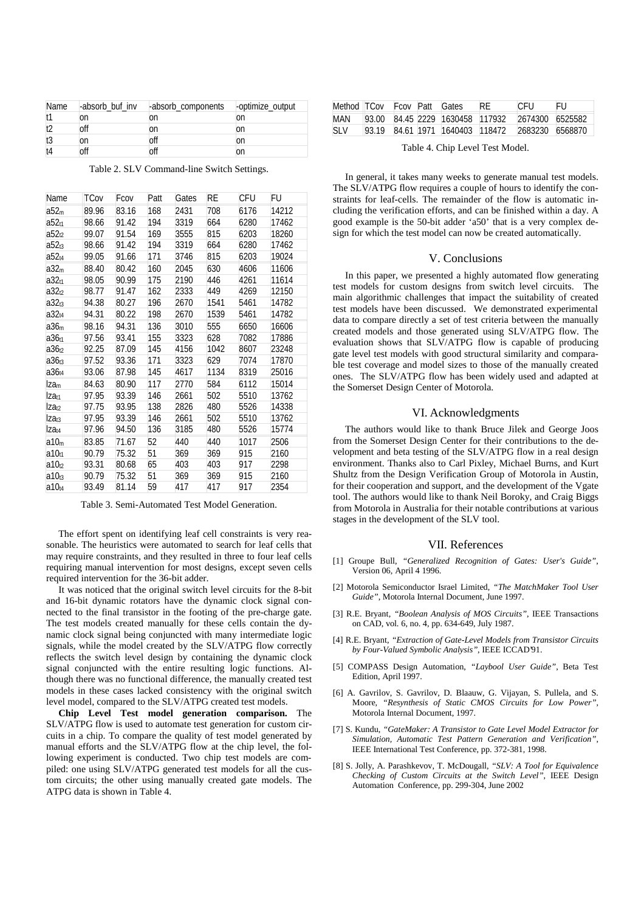| Name | -absorb_buf_inv | -absorb_components | -optimize_output |
|---|---|---|---|
| t1 | on | on | on |
| t2 | off | on | on |
| t3 | on | off | on |
| t4 | off | off | on |

Table 2. SLV Command-line Switch Settings.

| Name | TCov | Fcov | Patt | Gates | RE | CFU | FU |
|---|---|---|---|---|---|---|---|
| $a52_m$ | 89.96 | 83.16 | 168 | 2431 | 708 | 6176 | 14212 |
| $a52_{t1}$ | 98.66 | 91.42 | 194 | 3319 | 664 | 6280 | 17462 |
| $a52_{t2}$ | 99.07 | 91.54 | 169 | 3555 | 815 | 6203 | 18260 |
| $a52_{t3}$ | 98.66 | 91.42 | 194 | 3319 | 664 | 6280 | 17462 |
| $a52_{t4}$ | 99.05 | 91.66 | 171 | 3746 | 815 | 6203 | 19024 |
| $a32_m$ | 88.40 | 80.42 | 160 | 2045 | 630 | 4606 | 11606 |
| $a32_{t1}$ | 98.05 | 90.99 | 175 | 2190 | 446 | 4261 | 11614 |
| $a32_{t2}$ | 98.77 | 91.47 | 162 | 2333 | 449 | 4269 | 12150 |
| $a32_{t3}$ | 94.38 | 80.27 | 196 | 2670 | 1541 | 5461 | 14782 |
| $a32_{t4}$ | 94.31 | 80.22 | 198 | 2670 | 1539 | 5461 | 14782 |
| $a36_m$ | 98.16 | 94.31 | 136 | 3010 | 555 | 6650 | 16606 |
| $a36_{t1}$ | 97.56 | 93.41 | 155 | 3323 | 628 | 7082 | 17886 |
| $a36_{t2}$ | 92.25 | 87.09 | 145 | 4156 | 1042 | 8607 | 23248 |
| $a36_{t3}$ | 97.52 | 93.36 | 171 | 3323 | 629 | 7074 | 17870 |
| $a36_{t4}$ | 93.06 | 87.98 | 145 | 4617 | 1134 | 8319 | 25016 |
| $lza_m$ | 84.63 | 80.90 | 117 | 2770 | 584 | 6112 | 15014 |
| $lza_{t1}$ | 97.95 | 93.39 | 146 | 2661 | 502 | 5510 | 13762 |
| $lza_{t2}$ | 97.75 | 93.95 | 138 | 2826 | 480 | 5526 | 14338 |
| $lza_{t3}$ | 97.95 | 93.39 | 146 | 2661 | 502 | 5510 | 13762 |
| $lza_{t4}$ | 97.96 | 94.50 | 136 | 3185 | 480 | 5526 | 15774 |
| $a10_m$ | 83.85 | 71.67 | 52 | 440 | 440 | 1017 | 2506 |
| $a10_{t1}$ | 90.79 | 75.32 | 51 | 369 | 369 | 915 | 2160 |
| $a10_{t2}$ | 93.31 | 80.68 | 65 | 403 | 403 | 917 | 2298 |
| $a10_{t3}$ | 90.79 | 75.32 | 51 | 369 | 369 | 915 | 2160 |
| $a10_{t4}$ | 93.49 | 81.14 | 59 | 417 | 417 | 917 | 2354 |

Table 3. Semi-Automated Test Model Generation.

The effort spent on identifying leaf cell constraints is very reasonable. The heuristics were automated to search for leaf cells that may require constraints, and they resulted in three to four leaf cells requiring manual intervention for most designs, except seven cells required intervention for the 36-bit adder.

It was noticed that the original switch level circuits for the 8-bit and 16-bit dynamic rotators have the dynamic clock signal connected to the final transistor in the footing of the pre-charge gate. The test models created manually for these cells contain the dynamic clock signal being conjuncted with many intermediate logic signals, while the model created by the SLV/ATPG flow correctly reflects the switch level design by containing the dynamic clock signal conjuncted with the entire resulting logic functions. Although there was no functional difference, the manually created test models in these cases lacked consistency with the original switch level model, compared to the SLV/ATPG created test models.

**Chip Level Test model generation comparison.** The SLV/ATPG flow is used to automate test generation for custom circuits in a chip. To compare the quality of test model generated by manual efforts and the SLV/ATPG flow at the chip level, the following experiment is conducted. Two chip test models are compiled: one using SLV/ATPG generated test models for all the custom circuits; the other using manually created gate models. The ATPG data is shown in Table 4.

| Method | TCov | Fcov | Patt | Gates | RE | CFU | FU |
|---|---|---|---|---|---|---|---|
| MAN | 93.00 | 84.45 | 2229 | 1630458 | 117932 | 2674300 | 6525582 |
| SLV | 93.19 | 84.61 | 1971 | 1640403 | 118472 | 2683230 | 6568870 |

Table 4. Chip Level Test Model.

In general, it takes many weeks to generate manual test models. The SLV/ATPG flow requires a couple of hours to identify the constraints for leaf-cells. The remainder of the flow is automatic including the verification efforts, and can be finished within a day. A good example is the 50-bit adder 'a50' that is a very complex design for which the test model can now be created automatically.

## V. Conclusions

In this paper, we presented a highly automated flow generating test models for custom designs from switch level circuits. The main algorithmic challenges that impact the suitability of created test models have been discussed. We demonstrated experimental data to compare directly a set of test criteria between the manually created models and those generated using SLV/ATPG flow. The evaluation shows that SLV/ATPG flow is capable of producing gate level test models with good structural similarity and comparable test coverage and model sizes to those of the manually created ones. The SLV/ATPG flow has been widely used and adapted at the Somerset Design Center of Motorola.

## VI. Acknowledgments

The authors would like to thank Bruce Jilek and George Joos from the Somerset Design Center for their contributions to the development and beta testing of the SLV/ATPG flow in a real design environment. Thanks also to Carl Pixley, Michael Burns, and Kurt Shultz from the Design Verification Group of Motorola in Austin, for their cooperation and support, and the development of the Vgate tool. The authors would like to thank Neil Boroky, and Craig Biggs from Motorola in Australia for their notable contributions at various stages in the development of the SLV tool.

## VII. References

[1] Groupe Bull, *"Generalized Recognition of Gates: User's Guide"*, Version 06, April 4 1996.

[2] Motorola Semiconductor Israel Limited, *"The MatchMaker Tool User Guide"*, Motorola Internal Document, June 1997.

[3] R.E. Bryant, *"Boolean Analysis of MOS Circuits"*, IEEE Transactions on CAD, vol. 6, no. 4, pp. 634-649, July 1987.

[4] R.E. Bryant, *"Extraction of Gate-Level Models from Transistor Circuits by Four-Valued Symbolic Analysis"*, IEEE ICCAD'91.

[5] COMPASS Design Automation, *"Laybool User Guide"*, Beta Test Edition, April 1997.

[6] A. Gavrilov, S. Gavrilov, D. Blaauw, G. Vijayan, S. Pullela, and S. Moore, *"Resynthesis of Static CMOS Circuits for Low Power"*, Motorola Internal Document, 1997.

[7] S. Kundu, *"GateMaker: A Transistor to Gate Level Model Extractor for Simulation, Automatic Test Pattern Generation and Verification"*, IEEE International Test Conference, pp. 372-381, 1998.

[8] S. Jolly, A. Parashkevov, T. McDougall, *"SLV: A Tool for Equivalence Checking of Custom Circuits at the Switch Level"*, IEEE Design Automation Conference, pp. 299-304, June 2002